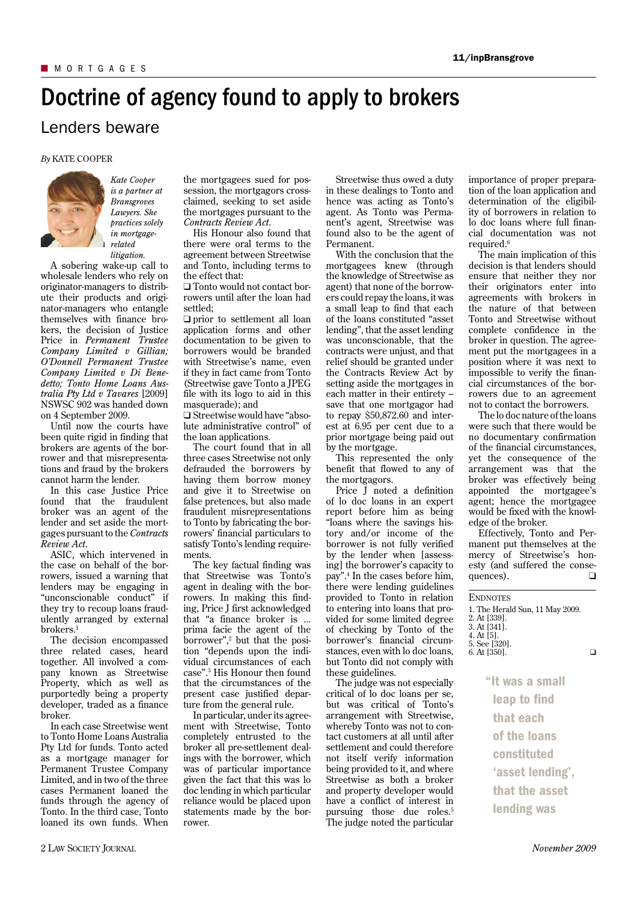# Doctrine of agency found to apply to brokers

## Lenders beware

*By* KATE COOPER

*Kate Cooper is a partner at Bransgroves Lawyers. She practices solely in mortgage-related litigation.*

A sobering wake-up call to wholesale lenders who rely on originator-managers to distribute their products and originator-managers who entangle themselves with finance brokers, the decision of Justice Price in *Permanent Trustee Company Limited v Gillian; O'Donnell Permanent Trustee Company Limited v Di Benedetto; Tonto Home Loans Australia Pty Ltd v Tavares* [2009] NSWSC 902 was handed down on 4 September 2009.

Until now the courts have been quite rigid in finding that brokers are agents of the borrower and that misrepresentations and fraud by the brokers cannot harm the lender.

In this case Justice Price found that the fraudulent broker was an agent of the lender and set aside the mortgages pursuant to the *Contracts Review Act*.

ASIC, which intervened in the case on behalf of the borrowers, issued a warning that lenders may be engaging in "unconscionable conduct" if they try to recoup loans fraudulently arranged by external brokers.[1]

The decision encompassed three related cases, heard together. All involved a company known as Streetwise Property, which as well as purportedly being a property developer, traded as a finance broker.

In each case Streetwise went to Tonto Home Loans Australia Pty Ltd for funds. Tonto acted as a mortgage manager for Permanent Trustee Company Limited, and in two of the three cases Permanent loaned the funds through the agency of Tonto. In the third case, Tonto loaned its own funds. When the mortgagees sued for possession, the mortgagors cross-claimed, seeking to set aside the mortgages pursuant to the *Contracts Review Act*.

His Honour also found that there were oral terms to the agreement between Streetwise and Tonto, including terms to the effect that:

- Tonto would not contact borrowers until after the loan had settled;
- prior to settlement all loan application forms and other documentation to be given to borrowers would be branded with Streetwise's name, even if they in fact came from Tonto (Streetwise gave Tonto a JPEG file with its logo to aid in this masquerade); and
- Streetwise would have "absolute administrative control" of the loan applications.

The court found that in all three cases Streetwise not only defrauded the borrowers by having them borrow money and give it to Streetwise on false pretences, but also made fraudulent misrepresentations to Tonto by fabricating the borrowers' financial particulars to satisfy Tonto's lending requirements.

The key factual finding was that Streetwise was Tonto's agent in dealing with the borrowers. In making this finding, Price J first acknowledged that "a finance broker is ... prima facie the agent of the borrower",[2] but that the position "depends upon the individual circumstances of each case".[3] His Honour then found that the circumstances of the present case justified departure from the general rule.

In particular, under its agreement with Streetwise, Tonto completely entrusted to the broker all pre-settlement dealings with the borrower, which was of particular importance given the fact that this was lo doc lending in which particular reliance would be placed upon statements made by the borrower.

Streetwise thus owed a duty in these dealings to Tonto and hence was acting as Tonto's agent. As Tonto was Permanent's agent, Streetwise was found also to be the agent of Permanent.

With the conclusion that the mortgagees knew (through the knowledge of Streetwise as agent) that none of the borrowers could repay the loans, it was a small leap to find that each of the loans constituted "asset lending", that the asset lending was unconscionable, that the contracts were unjust, and that relief should be granted under the Contracts Review Act by setting aside the mortgages in each matter in their entirety – save that one mortgagor had to repay $50,872.60 and interest at 6.95 per cent due to a prior mortgage being paid out by the mortgage.

This represented the only benefit that flowed to any of the mortgagors.

Price J noted a definition of lo doc loans in an expert report before him as being "loans where the savings history and/or income of the borrower is not fully verified by the lender when [assessing] the borrower's capacity to pay".[4] In the cases before him, there were lending guidelines provided to Tonto in relation to entering into loans that provided for some limited degree of checking by Tonto of the borrower's financial circumstances, even with lo doc loans, but Tonto did not comply with these guidelines.

The judge was not especially critical of lo doc loans per se, but was critical of Tonto's arrangement with Streetwise, whereby Tonto was not to contact customers at all until after settlement and could therefore not itself verify information being provided to it, and where Streetwise as both a broker and property developer would have a conflict of interest in pursuing those due roles.[5] The judge noted the particular importance of proper preparation of the loan application and determination of the eligibility of borrowers in relation to lo doc loans where full financial documentation was not required.[6]

The main implication of this decision is that lenders should ensure that neither they nor their originators enter into agreements with brokers in the nature of that between Tonto and Streetwise without complete confidence in the broker in question. The agreement put the mortgagees in a position where it was next to impossible to verify the financial circumstances of the borrowers due to an agreement not to contact the borrowers.

The lo doc nature of the loans were such that there would be no documentary confirmation of the financial circumstances, yet the consequence of the arrangement was that the broker was effectively being appointed the mortgagee's agent; hence the mortgagee would be fixed with the knowledge of the broker.

Effectively, Tonto and Permanent put themselves at the mercy of Streetwise's honesty (and suffered the consequences).

> "It was a small leap to find that each of the loans constituted 'asset lending', that the asset lending was

### Endnotes

1. The Herald Sun, 11 May 2009.
2. At [339].
3. At [341].
4. At [5].
5. See [320].
6. At [350].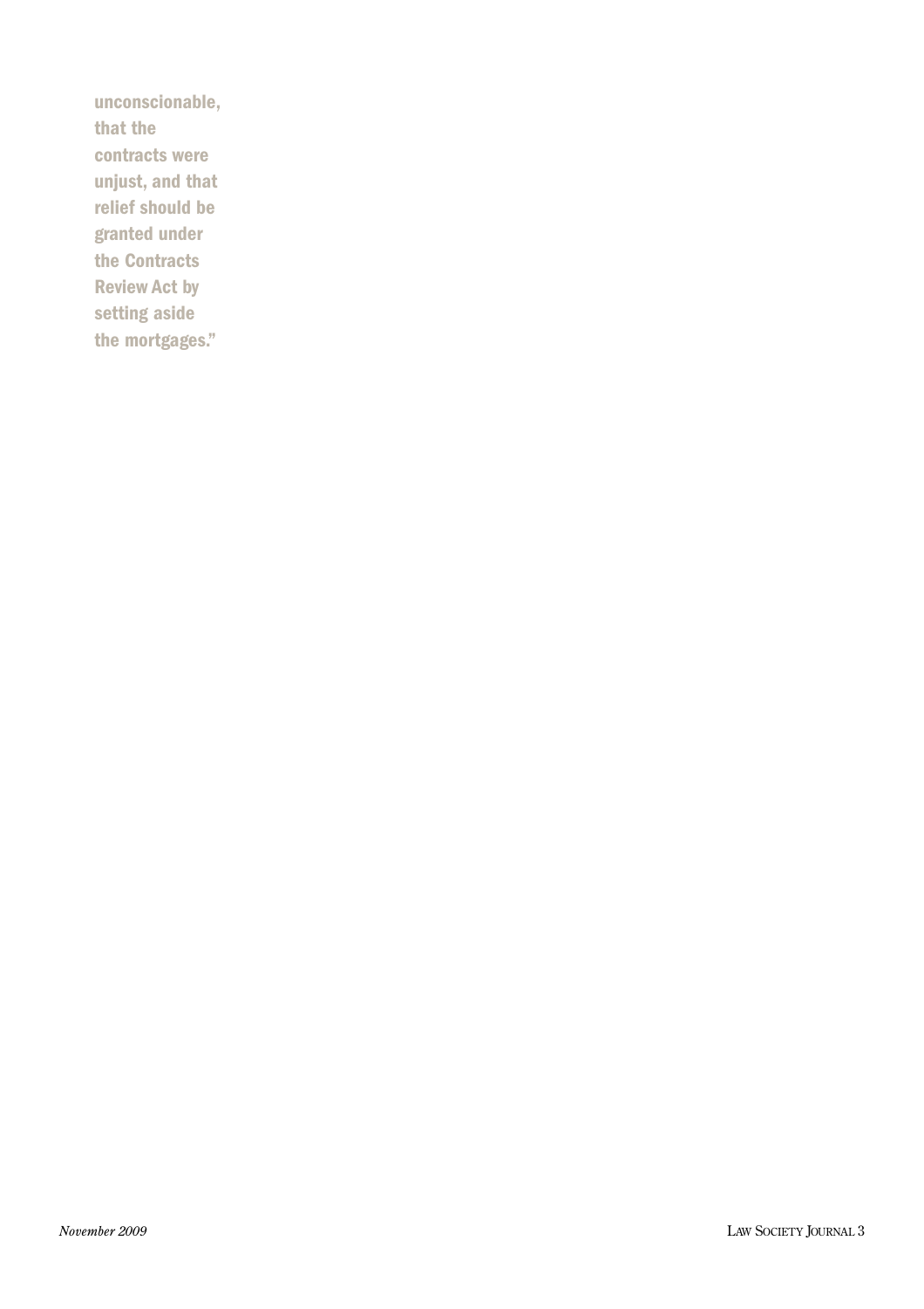unconscionable, that the contracts were unjust, and that relief should be granted under the Contracts Review Act by setting aside the mortgages."